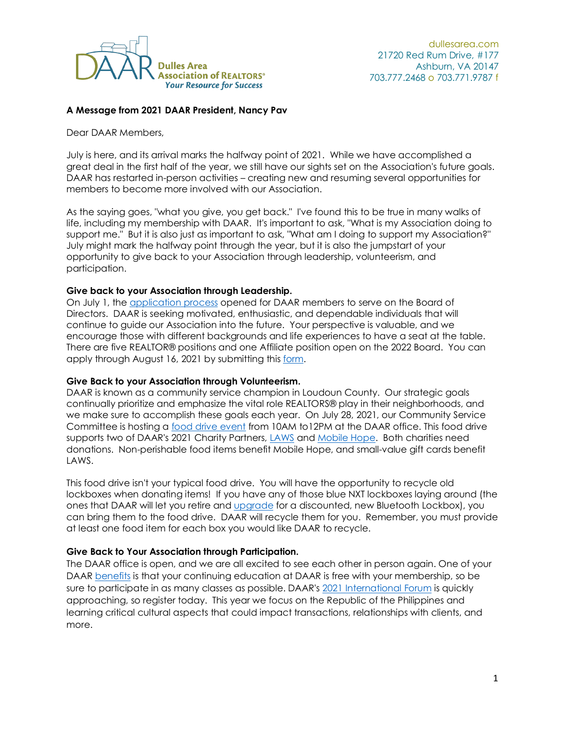Dulles Area Association of REALTORS®
*Your Resource for Success*

dullesarea.com
21720 Red Rum Drive, #177
Ashburn, VA 20147
703.777.2468 o 703.771.9787 f

**A Message from 2021 DAAR President, Nancy Pav**

Dear DAAR Members,

July is here, and its arrival marks the halfway point of 2021. While we have accomplished a great deal in the first half of the year, we still have our sights set on the Association's future goals. DAAR has restarted in-person activities – creating new and resuming several opportunities for members to become more involved with our Association.

As the saying goes, "what you give, you get back." I've found this to be true in many walks of life, including my membership with DAAR. It's important to ask, "What is my Association doing to support me." But it is also just as important to ask, "What am I doing to support my Association?" July might mark the halfway point through the year, but it is also the jumpstart of your opportunity to give back to your Association through leadership, volunteerism, and participation.

**Give back to your Association through Leadership.**
On July 1, the application process opened for DAAR members to serve on the Board of Directors. DAAR is seeking motivated, enthusiastic, and dependable individuals that will continue to guide our Association into the future. Your perspective is valuable, and we encourage those with different backgrounds and life experiences to have a seat at the table. There are five REALTOR® positions and one Affiliate position open on the 2022 Board. You can apply through August 16, 2021 by submitting this form.

**Give Back to your Association through Volunteerism.**
DAAR is known as a community service champion in Loudoun County. Our strategic goals continually prioritize and emphasize the vital role REALTORS® play in their neighborhoods, and we make sure to accomplish these goals each year. On July 28, 2021, our Community Service Committee is hosting a food drive event from 10AM to12PM at the DAAR office. This food drive supports two of DAAR's 2021 Charity Partners, LAWS and Mobile Hope. Both charities need donations. Non-perishable food items benefit Mobile Hope, and small-value gift cards benefit LAWS.

This food drive isn't your typical food drive. You will have the opportunity to recycle old lockboxes when donating items! If you have any of those blue NXT lockboxes laying around (the ones that DAAR will let you retire and upgrade for a discounted, new Bluetooth Lockbox), you can bring them to the food drive. DAAR will recycle them for you. Remember, you must provide at least one food item for each box you would like DAAR to recycle.

**Give Back to Your Association through Participation.**
The DAAR office is open, and we are all excited to see each other in person again. One of your DAAR benefits is that your continuing education at DAAR is free with your membership, so be sure to participate in as many classes as possible. DAAR's 2021 International Forum is quickly approaching, so register today. This year we focus on the Republic of the Philippines and learning critical cultural aspects that could impact transactions, relationships with clients, and more.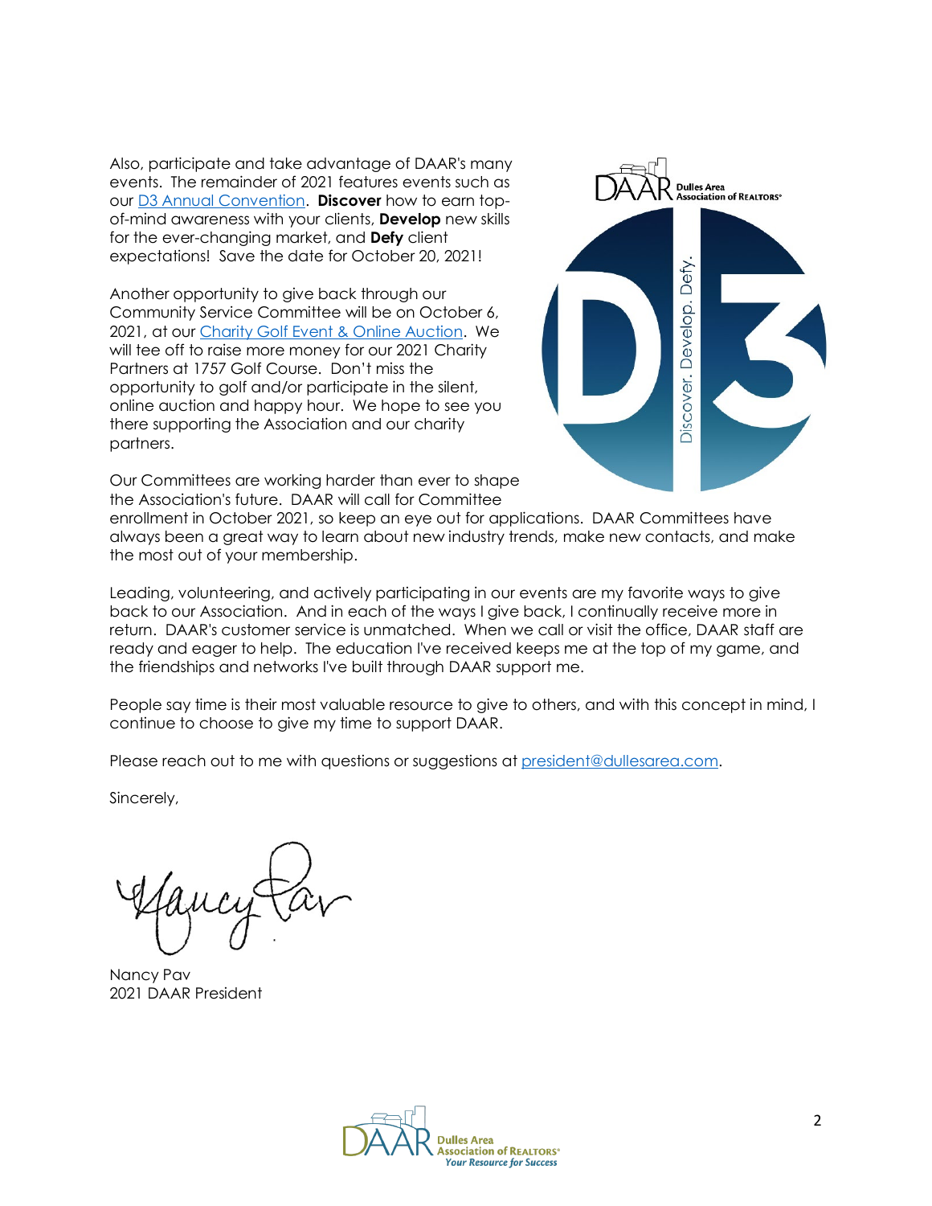Also, participate and take advantage of DAAR's many events. The remainder of 2021 features events such as our [D3 Annual Convention](). **Discover** how to earn top-of-mind awareness with your clients, **Develop** new skills for the ever-changing market, and **Defy** client expectations! Save the date for October 20, 2021!

Another opportunity to give back through our Community Service Committee will be on October 6, 2021, at our [Charity Golf Event & Online Auction](). We will tee off to raise more money for our 2021 Charity Partners at 1757 Golf Course. Don't miss the opportunity to golf and/or participate in the silent, online auction and happy hour. We hope to see you there supporting the Association and our charity partners.

Our Committees are working harder than ever to shape the Association's future. DAAR will call for Committee enrollment in October 2021, so keep an eye out for applications. DAAR Committees have always been a great way to learn about new industry trends, make new contacts, and make the most out of your membership.

Leading, volunteering, and actively participating in our events are my favorite ways to give back to our Association. And in each of the ways I give back, I continually receive more in return. DAAR's customer service is unmatched. When we call or visit the office, DAAR staff are ready and eager to help. The education I've received keeps me at the top of my game, and the friendships and networks I've built through DAAR support me.

People say time is their most valuable resource to give to others, and with this concept in mind, I continue to choose to give my time to support DAAR.

Please reach out to me with questions or suggestions at [president@dullesarea.com](mailto:president@dullesarea.com).

Sincerely,

Nancy Pav
2021 DAAR President